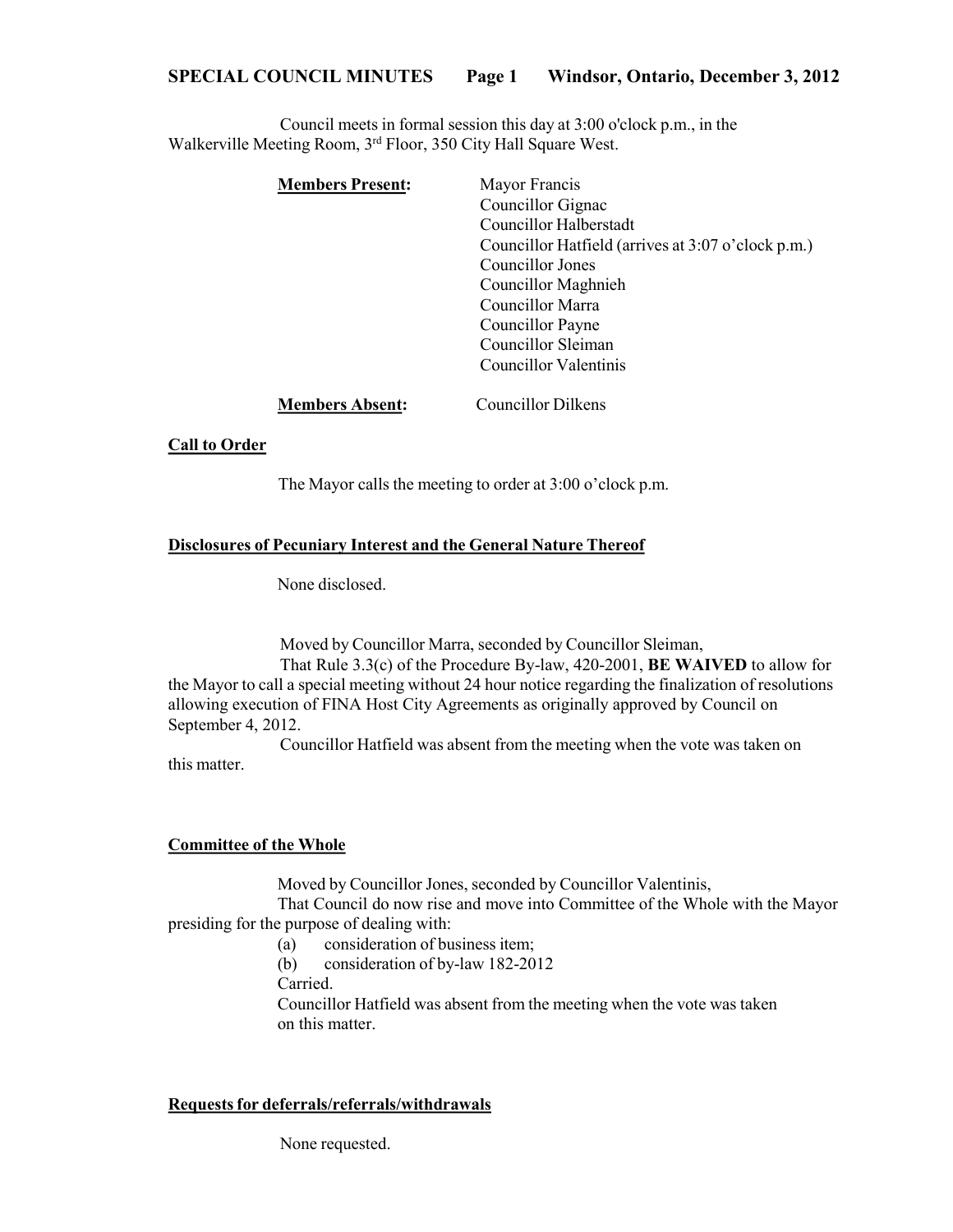# SPECIAL COUNCIL MINUTES Page 1 Windsor, Ontario, December 3, 2012

Council meets in formal session this day at 3:00 o'clock p.m., in the Walkerville Meeting Room, 3rd Floor, 350 City Hall Square West.

**Members Present:**

Mayor Francis
Councillor Gignac
Councillor Halberstadt
Councillor Hatfield (arrives at 3:07 o'clock p.m.)
Councillor Jones
Councillor Maghnieh
Councillor Marra
Councillor Payne
Councillor Sleiman
Councillor Valentinis

**Members Absent:** Councillor Dilkens

## Call to Order

The Mayor calls the meeting to order at 3:00 o'clock p.m.

## Disclosures of Pecuniary Interest and the General Nature Thereof

None disclosed.

Moved by Councillor Marra, seconded by Councillor Sleiman,

That Rule 3.3(c) of the Procedure By-law, 420-2001, **BE WAIVED** to allow for the Mayor to call a special meeting without 24 hour notice regarding the finalization of resolutions allowing execution of FINA Host City Agreements as originally approved by Council on September 4, 2012.

Councillor Hatfield was absent from the meeting when the vote was taken on this matter.

## Committee of the Whole

Moved by Councillor Jones, seconded by Councillor Valentinis,

That Council do now rise and move into Committee of the Whole with the Mayor presiding for the purpose of dealing with:

(a) consideration of business item;

(b) consideration of by-law 182-2012

Carried.

Councillor Hatfield was absent from the meeting when the vote was taken on this matter.

## Requests for deferrals/referrals/withdrawals

None requested.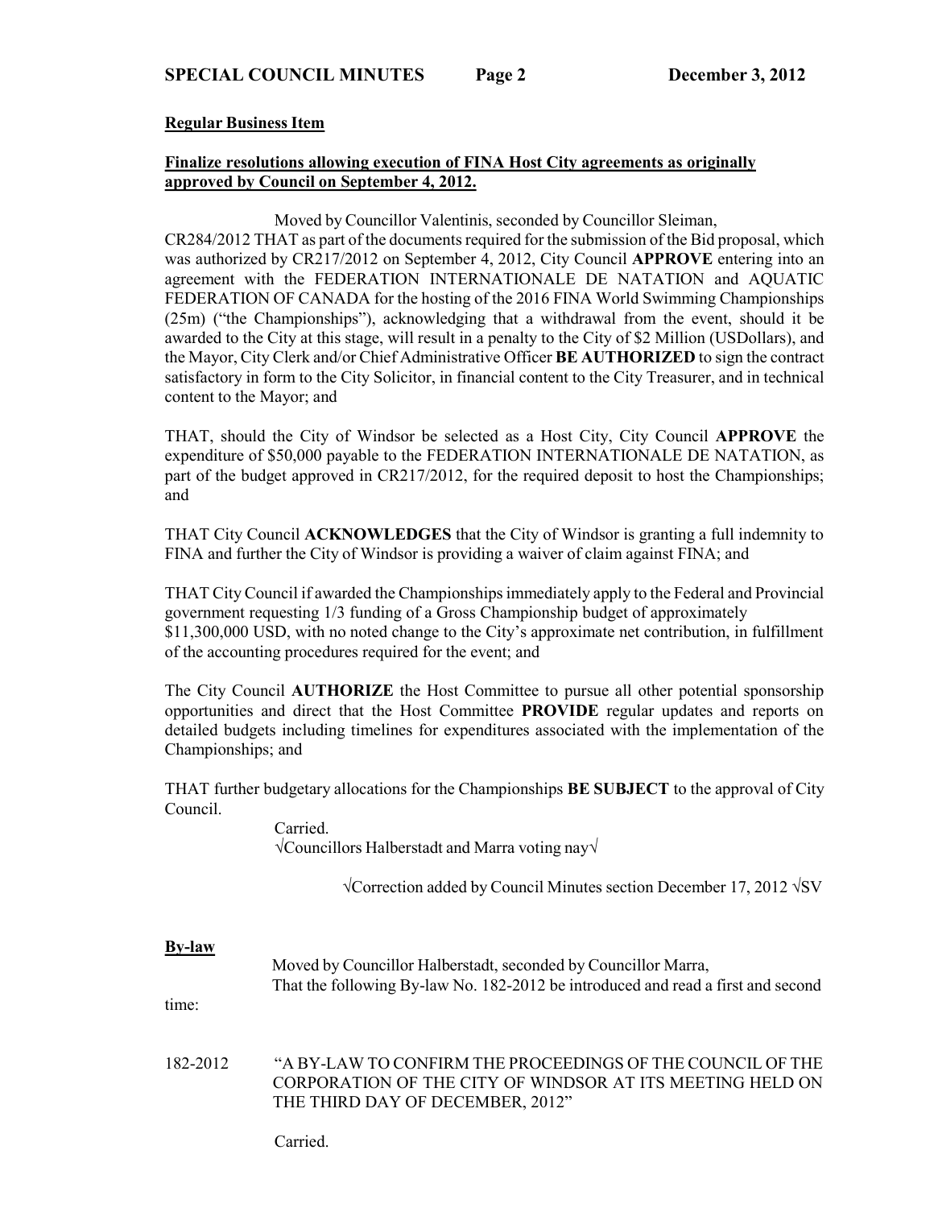**Regular Business Item**

**Finalize resolutions allowing execution of FINA Host City agreements as originally approved by Council on September 4, 2012.**

Moved by Councillor Valentinis, seconded by Councillor Sleiman,

CR284/2012 THAT as part of the documents required for the submission of the Bid proposal, which was authorized by CR217/2012 on September 4, 2012, City Council **APPROVE** entering into an agreement with the FEDERATION INTERNATIONALE DE NATATION and AQUATIC FEDERATION OF CANADA for the hosting of the 2016 FINA World Swimming Championships (25m) ("the Championships"), acknowledging that a withdrawal from the event, should it be awarded to the City at this stage, will result in a penalty to the City of $2 Million (USDollars), and the Mayor, City Clerk and/or Chief Administrative Officer **BE AUTHORIZED** to sign the contract satisfactory in form to the City Solicitor, in financial content to the City Treasurer, and in technical content to the Mayor; and

THAT, should the City of Windsor be selected as a Host City, City Council **APPROVE** the expenditure of $50,000 payable to the FEDERATION INTERNATIONALE DE NATATION, as part of the budget approved in CR217/2012, for the required deposit to host the Championships; and

THAT City Council **ACKNOWLEDGES** that the City of Windsor is granting a full indemnity to FINA and further the City of Windsor is providing a waiver of claim against FINA; and

THAT City Council if awarded the Championships immediately apply to the Federal and Provincial government requesting 1/3 funding of a Gross Championship budget of approximately $11,300,000 USD, with no noted change to the City's approximate net contribution, in fulfillment of the accounting procedures required for the event; and

The City Council **AUTHORIZE** the Host Committee to pursue all other potential sponsorship opportunities and direct that the Host Committee **PROVIDE** regular updates and reports on detailed budgets including timelines for expenditures associated with the implementation of the Championships; and

THAT further budgetary allocations for the Championships **BE SUBJECT** to the approval of City Council.

Carried.
√Councillors Halberstadt and Marra voting nay√

√Correction added by Council Minutes section December 17, 2012 √SV

**By-law**

Moved by Councillor Halberstadt, seconded by Councillor Marra,
That the following By-law No. 182-2012 be introduced and read a first and second time:

182-2012 "A BY-LAW TO CONFIRM THE PROCEEDINGS OF THE COUNCIL OF THE CORPORATION OF THE CITY OF WINDSOR AT ITS MEETING HELD ON THE THIRD DAY OF DECEMBER, 2012"

Carried.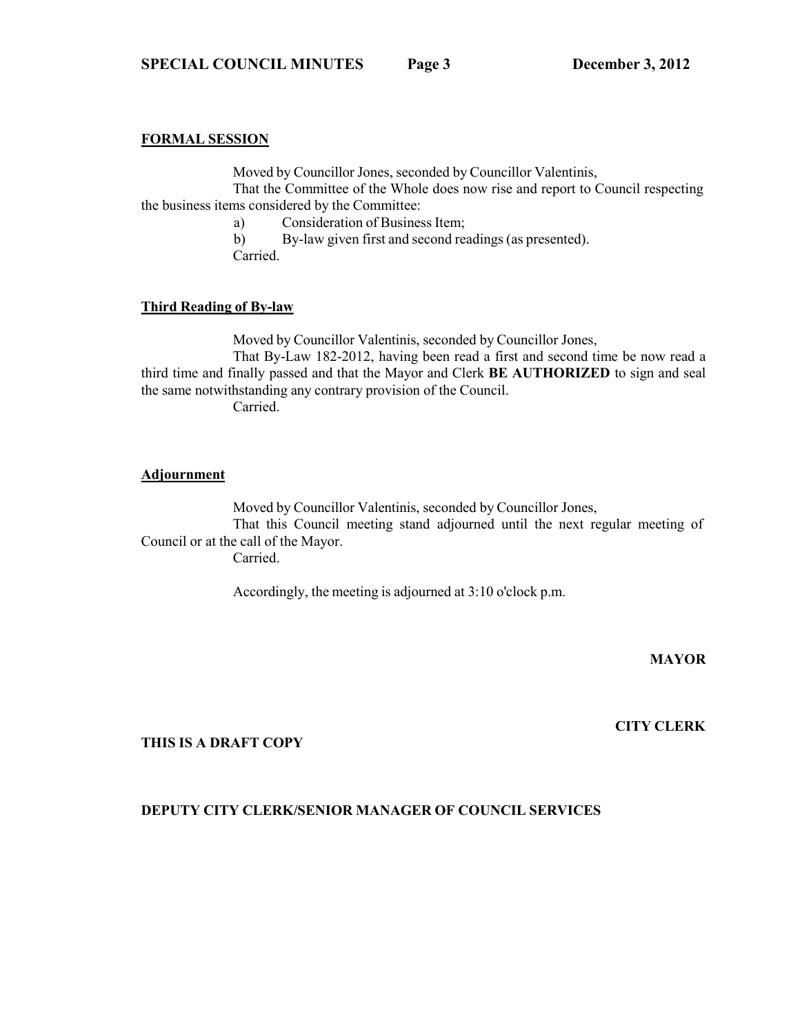**FORMAL SESSION**

Moved by Councillor Jones, seconded by Councillor Valentinis,

That the Committee of the Whole does now rise and report to Council respecting the business items considered by the Committee:

a) Consideration of Business Item;

b) By-law given first and second readings (as presented).

Carried.

**Third Reading of By-law**

Moved by Councillor Valentinis, seconded by Councillor Jones,

That By-Law 182-2012, having been read a first and second time be now read a third time and finally passed and that the Mayor and Clerk **BE AUTHORIZED** to sign and seal the same notwithstanding any contrary provision of the Council.

Carried.

**Adjournment**

Moved by Councillor Valentinis, seconded by Councillor Jones,

That this Council meeting stand adjourned until the next regular meeting of Council or at the call of the Mayor.

Carried.

Accordingly, the meeting is adjourned at 3:10 o'clock p.m.

**MAYOR**

**CITY CLERK**

**THIS IS A DRAFT COPY**

**DEPUTY CITY CLERK/SENIOR MANAGER OF COUNCIL SERVICES**